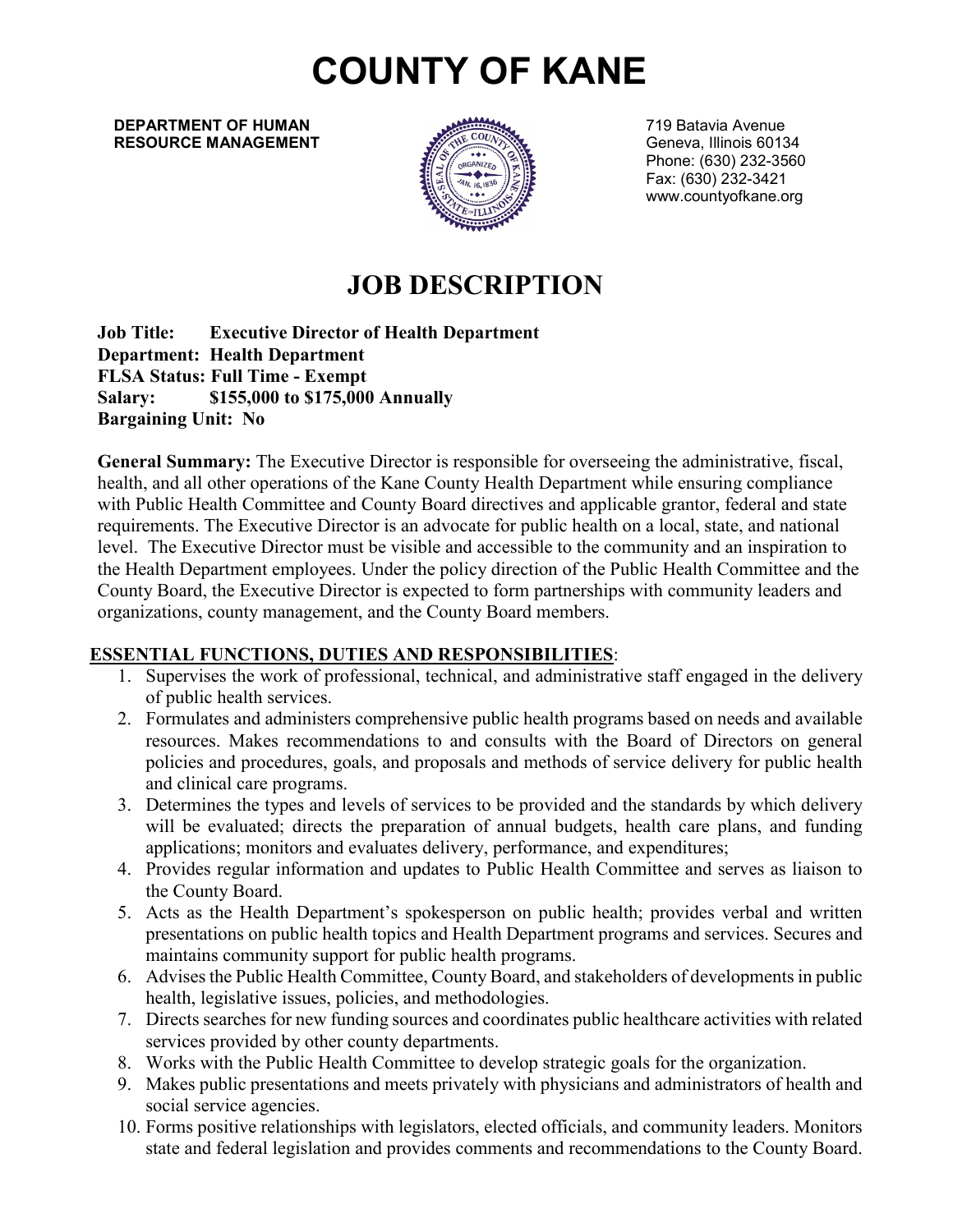# COUNTY OF KANE

**DEPARTMENT OF HUMAN RESOURCE MANAGEMENT**

719 Batavia Avenue
Geneva, Illinois 60134
Phone: (630) 232-3560
Fax: (630) 232-3421
www.countyofkane.org

## JOB DESCRIPTION

**Job Title: Executive Director of Health Department**
**Department: Health Department**
**FLSA Status: Full Time - Exempt**
**Salary: $155,000 to $175,000 Annually**
**Bargaining Unit: No**

**General Summary:** The Executive Director is responsible for overseeing the administrative, fiscal, health, and all other operations of the Kane County Health Department while ensuring compliance with Public Health Committee and County Board directives and applicable grantor, federal and state requirements. The Executive Director is an advocate for public health on a local, state, and national level. The Executive Director must be visible and accessible to the community and an inspiration to the Health Department employees. Under the policy direction of the Public Health Committee and the County Board, the Executive Director is expected to form partnerships with community leaders and organizations, county management, and the County Board members.

**ESSENTIAL FUNCTIONS, DUTIES AND RESPONSIBILITIES**:

1. Supervises the work of professional, technical, and administrative staff engaged in the delivery of public health services.
2. Formulates and administers comprehensive public health programs based on needs and available resources. Makes recommendations to and consults with the Board of Directors on general policies and procedures, goals, and proposals and methods of service delivery for public health and clinical care programs.
3. Determines the types and levels of services to be provided and the standards by which delivery will be evaluated; directs the preparation of annual budgets, health care plans, and funding applications; monitors and evaluates delivery, performance, and expenditures;
4. Provides regular information and updates to Public Health Committee and serves as liaison to the County Board.
5. Acts as the Health Department's spokesperson on public health; provides verbal and written presentations on public health topics and Health Department programs and services. Secures and maintains community support for public health programs.
6. Advises the Public Health Committee, County Board, and stakeholders of developments in public health, legislative issues, policies, and methodologies.
7. Directs searches for new funding sources and coordinates public healthcare activities with related services provided by other county departments.
8. Works with the Public Health Committee to develop strategic goals for the organization.
9. Makes public presentations and meets privately with physicians and administrators of health and social service agencies.
10. Forms positive relationships with legislators, elected officials, and community leaders. Monitors state and federal legislation and provides comments and recommendations to the County Board.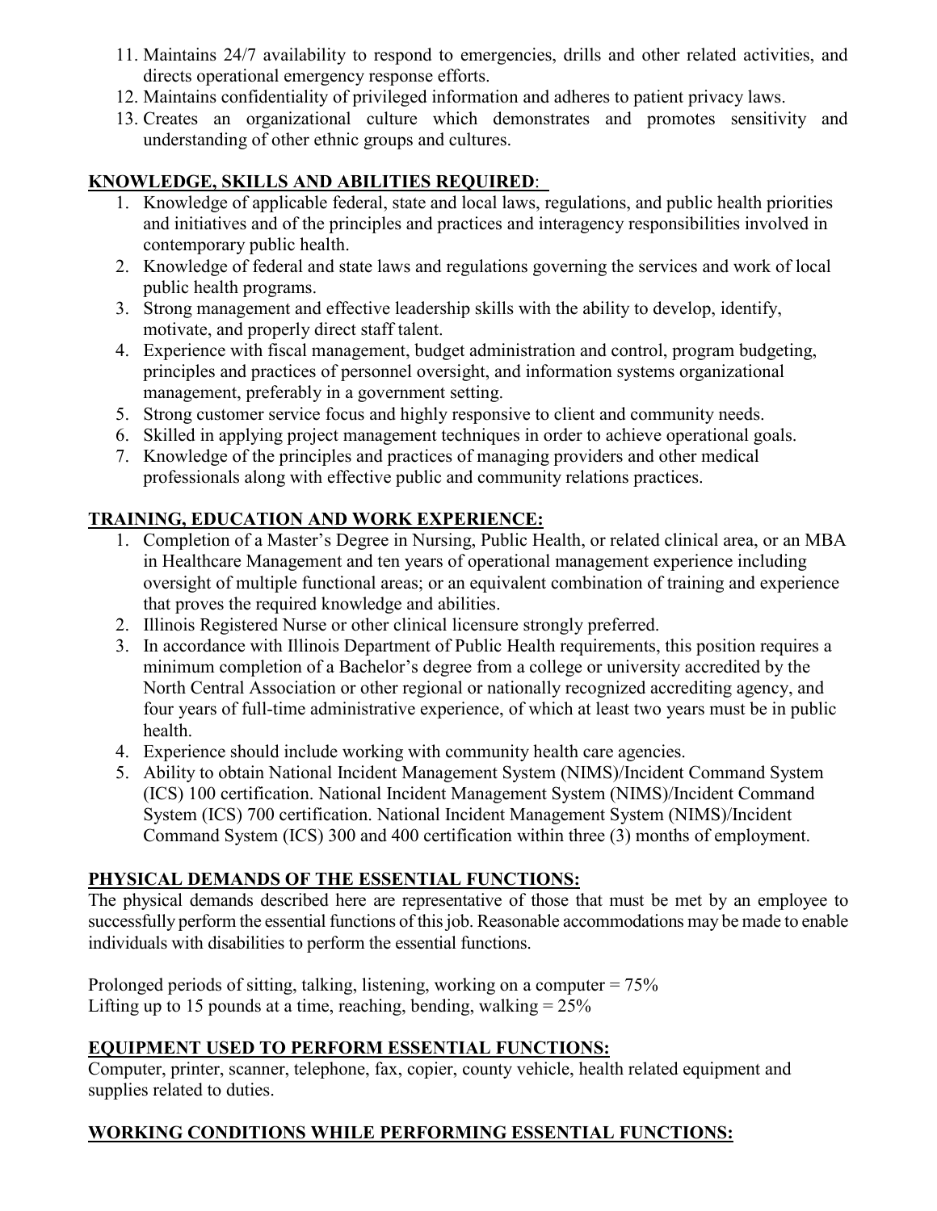11. Maintains 24/7 availability to respond to emergencies, drills and other related activities, and directs operational emergency response efforts.
12. Maintains confidentiality of privileged information and adheres to patient privacy laws.
13. Creates an organizational culture which demonstrates and promotes sensitivity and understanding of other ethnic groups and cultures.

## KNOWLEDGE, SKILLS AND ABILITIES REQUIRED:

1. Knowledge of applicable federal, state and local laws, regulations, and public health priorities and initiatives and of the principles and practices and interagency responsibilities involved in contemporary public health.
2. Knowledge of federal and state laws and regulations governing the services and work of local public health programs.
3. Strong management and effective leadership skills with the ability to develop, identify, motivate, and properly direct staff talent.
4. Experience with fiscal management, budget administration and control, program budgeting, principles and practices of personnel oversight, and information systems organizational management, preferably in a government setting.
5. Strong customer service focus and highly responsive to client and community needs.
6. Skilled in applying project management techniques in order to achieve operational goals.
7. Knowledge of the principles and practices of managing providers and other medical professionals along with effective public and community relations practices.

## TRAINING, EDUCATION AND WORK EXPERIENCE:

1. Completion of a Master's Degree in Nursing, Public Health, or related clinical area, or an MBA in Healthcare Management and ten years of operational management experience including oversight of multiple functional areas; or an equivalent combination of training and experience that proves the required knowledge and abilities.
2. Illinois Registered Nurse or other clinical licensure strongly preferred.
3. In accordance with Illinois Department of Public Health requirements, this position requires a minimum completion of a Bachelor's degree from a college or university accredited by the North Central Association or other regional or nationally recognized accrediting agency, and four years of full-time administrative experience, of which at least two years must be in public health.
4. Experience should include working with community health care agencies.
5. Ability to obtain National Incident Management System (NIMS)/Incident Command System (ICS) 100 certification. National Incident Management System (NIMS)/Incident Command System (ICS) 700 certification. National Incident Management System (NIMS)/Incident Command System (ICS) 300 and 400 certification within three (3) months of employment.

## PHYSICAL DEMANDS OF THE ESSENTIAL FUNCTIONS:

The physical demands described here are representative of those that must be met by an employee to successfully perform the essential functions of this job. Reasonable accommodations may be made to enable individuals with disabilities to perform the essential functions.

Prolonged periods of sitting, talking, listening, working on a computer = 75%
Lifting up to 15 pounds at a time, reaching, bending, walking = 25%

## EQUIPMENT USED TO PERFORM ESSENTIAL FUNCTIONS:

Computer, printer, scanner, telephone, fax, copier, county vehicle, health related equipment and supplies related to duties.

## WORKING CONDITIONS WHILE PERFORMING ESSENTIAL FUNCTIONS: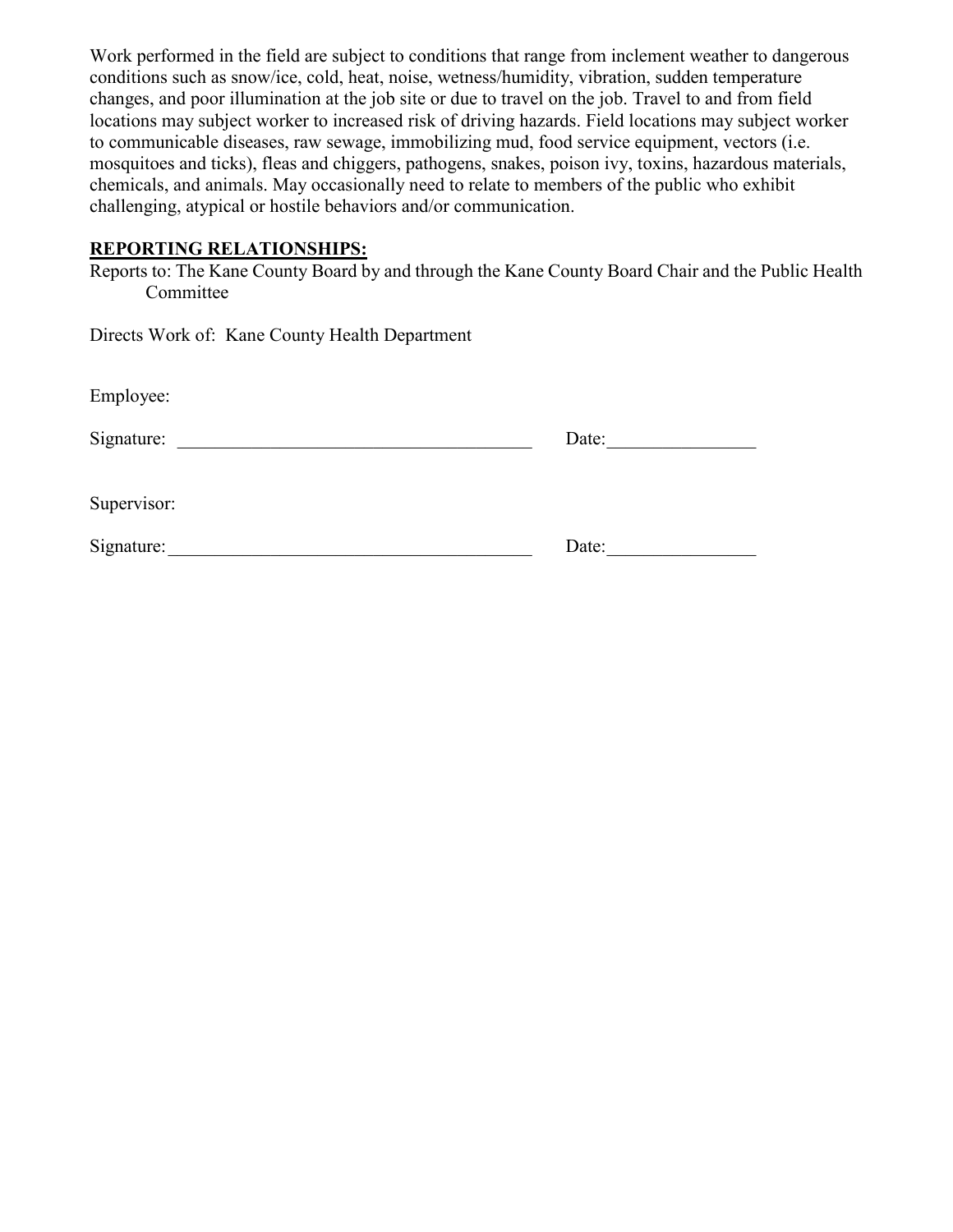Work performed in the field are subject to conditions that range from inclement weather to dangerous conditions such as snow/ice, cold, heat, noise, wetness/humidity, vibration, sudden temperature changes, and poor illumination at the job site or due to travel on the job. Travel to and from field locations may subject worker to increased risk of driving hazards. Field locations may subject worker to communicable diseases, raw sewage, immobilizing mud, food service equipment, vectors (i.e. mosquitoes and ticks), fleas and chiggers, pathogens, snakes, poison ivy, toxins, hazardous materials, chemicals, and animals. May occasionally need to relate to members of the public who exhibit challenging, atypical or hostile behaviors and/or communication.

**REPORTING RELATIONSHIPS:**

Reports to: The Kane County Board by and through the Kane County Board Chair and the Public Health Committee

Directs Work of: Kane County Health Department

Employee:

Signature: ______________________________________ Date:________________

Supervisor:

Signature:______________________________________ Date:________________